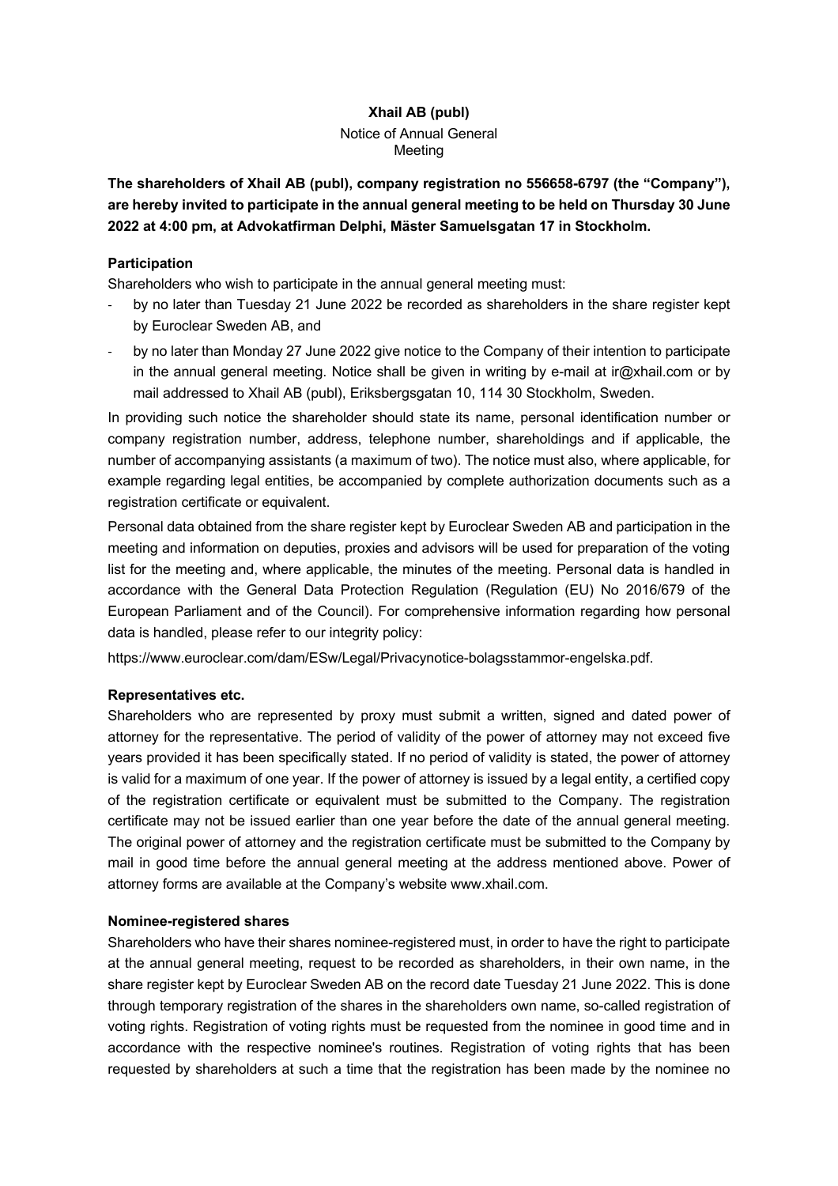# Xhail AB (publ)

Notice of Annual General Meeting

**The shareholders of Xhail AB (publ), company registration no 556658-6797 (the "Company"), are hereby invited to participate in the annual general meeting to be held on Thursday 30 June 2022 at 4:00 pm, at Advokatfirman Delphi, Mäster Samuelsgatan 17 in Stockholm.**

### Participation

Shareholders who wish to participate in the annual general meeting must:

- by no later than Tuesday 21 June 2022 be recorded as shareholders in the share register kept by Euroclear Sweden AB, and
- by no later than Monday 27 June 2022 give notice to the Company of their intention to participate in the annual general meeting. Notice shall be given in writing by e-mail at ir@xhail.com or by mail addressed to Xhail AB (publ), Eriksbergsgatan 10, 114 30 Stockholm, Sweden.

In providing such notice the shareholder should state its name, personal identification number or company registration number, address, telephone number, shareholdings and if applicable, the number of accompanying assistants (a maximum of two). The notice must also, where applicable, for example regarding legal entities, be accompanied by complete authorization documents such as a registration certificate or equivalent.

Personal data obtained from the share register kept by Euroclear Sweden AB and participation in the meeting and information on deputies, proxies and advisors will be used for preparation of the voting list for the meeting and, where applicable, the minutes of the meeting. Personal data is handled in accordance with the General Data Protection Regulation (Regulation (EU) No 2016/679 of the European Parliament and of the Council). For comprehensive information regarding how personal data is handled, please refer to our integrity policy:

https://www.euroclear.com/dam/ESw/Legal/Privacynotice-bolagsstammor-engelska.pdf.

### Representatives etc.

Shareholders who are represented by proxy must submit a written, signed and dated power of attorney for the representative. The period of validity of the power of attorney may not exceed five years provided it has been specifically stated. If no period of validity is stated, the power of attorney is valid for a maximum of one year. If the power of attorney is issued by a legal entity, a certified copy of the registration certificate or equivalent must be submitted to the Company. The registration certificate may not be issued earlier than one year before the date of the annual general meeting. The original power of attorney and the registration certificate must be submitted to the Company by mail in good time before the annual general meeting at the address mentioned above. Power of attorney forms are available at the Company's website www.xhail.com.

### Nominee-registered shares

Shareholders who have their shares nominee-registered must, in order to have the right to participate at the annual general meeting, request to be recorded as shareholders, in their own name, in the share register kept by Euroclear Sweden AB on the record date Tuesday 21 June 2022. This is done through temporary registration of the shares in the shareholders own name, so-called registration of voting rights. Registration of voting rights must be requested from the nominee in good time and in accordance with the respective nominee's routines. Registration of voting rights that has been requested by shareholders at such a time that the registration has been made by the nominee no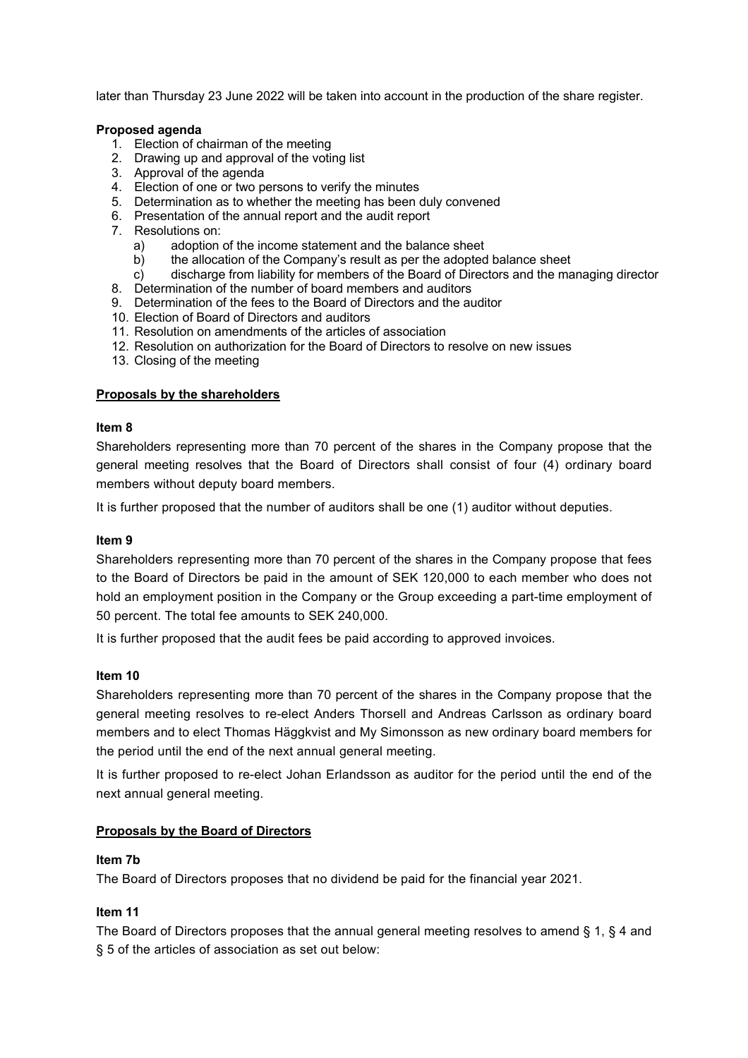later than Thursday 23 June 2022 will be taken into account in the production of the share register.

**Proposed agenda**

1. Election of chairman of the meeting
2. Drawing up and approval of the voting list
3. Approval of the agenda
4. Election of one or two persons to verify the minutes
5. Determination as to whether the meeting has been duly convened
6. Presentation of the annual report and the audit report
7. Resolutions on:
   a) adoption of the income statement and the balance sheet
   b) the allocation of the Company's result as per the adopted balance sheet
   c) discharge from liability for members of the Board of Directors and the managing director
8. Determination of the number of board members and auditors
9. Determination of the fees to the Board of Directors and the auditor
10. Election of Board of Directors and auditors
11. Resolution on amendments of the articles of association
12. Resolution on authorization for the Board of Directors to resolve on new issues
13. Closing of the meeting

**Proposals by the shareholders**

**Item 8**

Shareholders representing more than 70 percent of the shares in the Company propose that the general meeting resolves that the Board of Directors shall consist of four (4) ordinary board members without deputy board members.

It is further proposed that the number of auditors shall be one (1) auditor without deputies.

**Item 9**

Shareholders representing more than 70 percent of the shares in the Company propose that fees to the Board of Directors be paid in the amount of SEK 120,000 to each member who does not hold an employment position in the Company or the Group exceeding a part-time employment of 50 percent. The total fee amounts to SEK 240,000.

It is further proposed that the audit fees be paid according to approved invoices.

**Item 10**

Shareholders representing more than 70 percent of the shares in the Company propose that the general meeting resolves to re-elect Anders Thorsell and Andreas Carlsson as ordinary board members and to elect Thomas Häggkvist and My Simonsson as new ordinary board members for the period until the end of the next annual general meeting.

It is further proposed to re-elect Johan Erlandsson as auditor for the period until the end of the next annual general meeting.

**Proposals by the Board of Directors**

**Item 7b**

The Board of Directors proposes that no dividend be paid for the financial year 2021.

**Item 11**

The Board of Directors proposes that the annual general meeting resolves to amend § 1, § 4 and § 5 of the articles of association as set out below: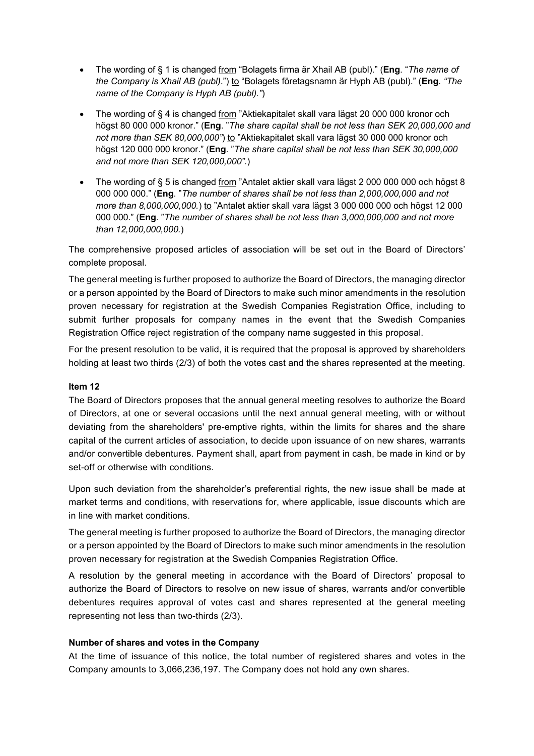- The wording of § 1 is changed <u>from</u> "Bolagets firma är Xhail AB (publ)." (**Eng**. "*The name of the Company is Xhail AB (publ).*") <u>to</u> "Bolagets företagsnamn är Hyph AB (publ)." (**Eng**. *"The name of the Company is Hyph AB (publ)."*)

- The wording of § 4 is changed <u>from</u> "Aktiekapitalet skall vara lägst 20 000 000 kronor och högst 80 000 000 kronor." (**Eng**. "*The share capital shall be not less than SEK 20,000,000 and not more than SEK 80,000,000"*) <u>to</u> "Aktiekapitalet skall vara lägst 30 000 000 kronor och högst 120 000 000 kronor." (**Eng**. "*The share capital shall be not less than SEK 30,000,000 and not more than SEK 120,000,000".*)

- The wording of § 5 is changed <u>from</u> "Antalet aktier skall vara lägst 2 000 000 000 och högst 8 000 000 000." (**Eng**. "*The number of shares shall be not less than 2,000,000,000 and not more than 8,000,000,000.*) <u>to</u> "Antalet aktier skall vara lägst 3 000 000 000 och högst 12 000 000 000." (**Eng**. "*The number of shares shall be not less than 3,000,000,000 and not more than 12,000,000,000.*)

The comprehensive proposed articles of association will be set out in the Board of Directors' complete proposal.

The general meeting is further proposed to authorize the Board of Directors, the managing director or a person appointed by the Board of Directors to make such minor amendments in the resolution proven necessary for registration at the Swedish Companies Registration Office, including to submit further proposals for company names in the event that the Swedish Companies Registration Office reject registration of the company name suggested in this proposal.

For the present resolution to be valid, it is required that the proposal is approved by shareholders holding at least two thirds (2/3) of both the votes cast and the shares represented at the meeting.

**Item 12**

The Board of Directors proposes that the annual general meeting resolves to authorize the Board of Directors, at one or several occasions until the next annual general meeting, with or without deviating from the shareholders' pre-emptive rights, within the limits for shares and the share capital of the current articles of association, to decide upon issuance of on new shares, warrants and/or convertible debentures. Payment shall, apart from payment in cash, be made in kind or by set-off or otherwise with conditions.

Upon such deviation from the shareholder's preferential rights, the new issue shall be made at market terms and conditions, with reservations for, where applicable, issue discounts which are in line with market conditions.

The general meeting is further proposed to authorize the Board of Directors, the managing director or a person appointed by the Board of Directors to make such minor amendments in the resolution proven necessary for registration at the Swedish Companies Registration Office.

A resolution by the general meeting in accordance with the Board of Directors' proposal to authorize the Board of Directors to resolve on new issue of shares, warrants and/or convertible debentures requires approval of votes cast and shares represented at the general meeting representing not less than two-thirds (2/3).

**Number of shares and votes in the Company**

At the time of issuance of this notice, the total number of registered shares and votes in the Company amounts to 3,066,236,197. The Company does not hold any own shares.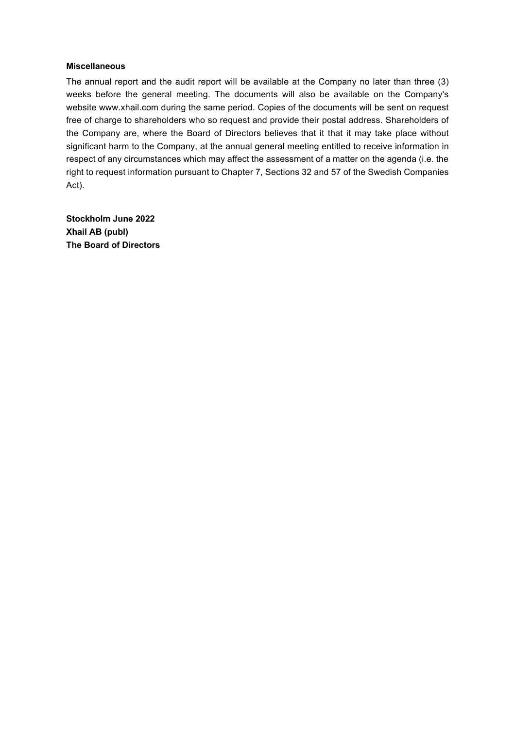**Miscellaneous**

The annual report and the audit report will be available at the Company no later than three (3) weeks before the general meeting. The documents will also be available on the Company's website www.xhail.com during the same period. Copies of the documents will be sent on request free of charge to shareholders who so request and provide their postal address. Shareholders of the Company are, where the Board of Directors believes that it that it may take place without significant harm to the Company, at the annual general meeting entitled to receive information in respect of any circumstances which may affect the assessment of a matter on the agenda (i.e. the right to request information pursuant to Chapter 7, Sections 32 and 57 of the Swedish Companies Act).

**Stockholm June 2022**
**Xhail AB (publ)**
**The Board of Directors**